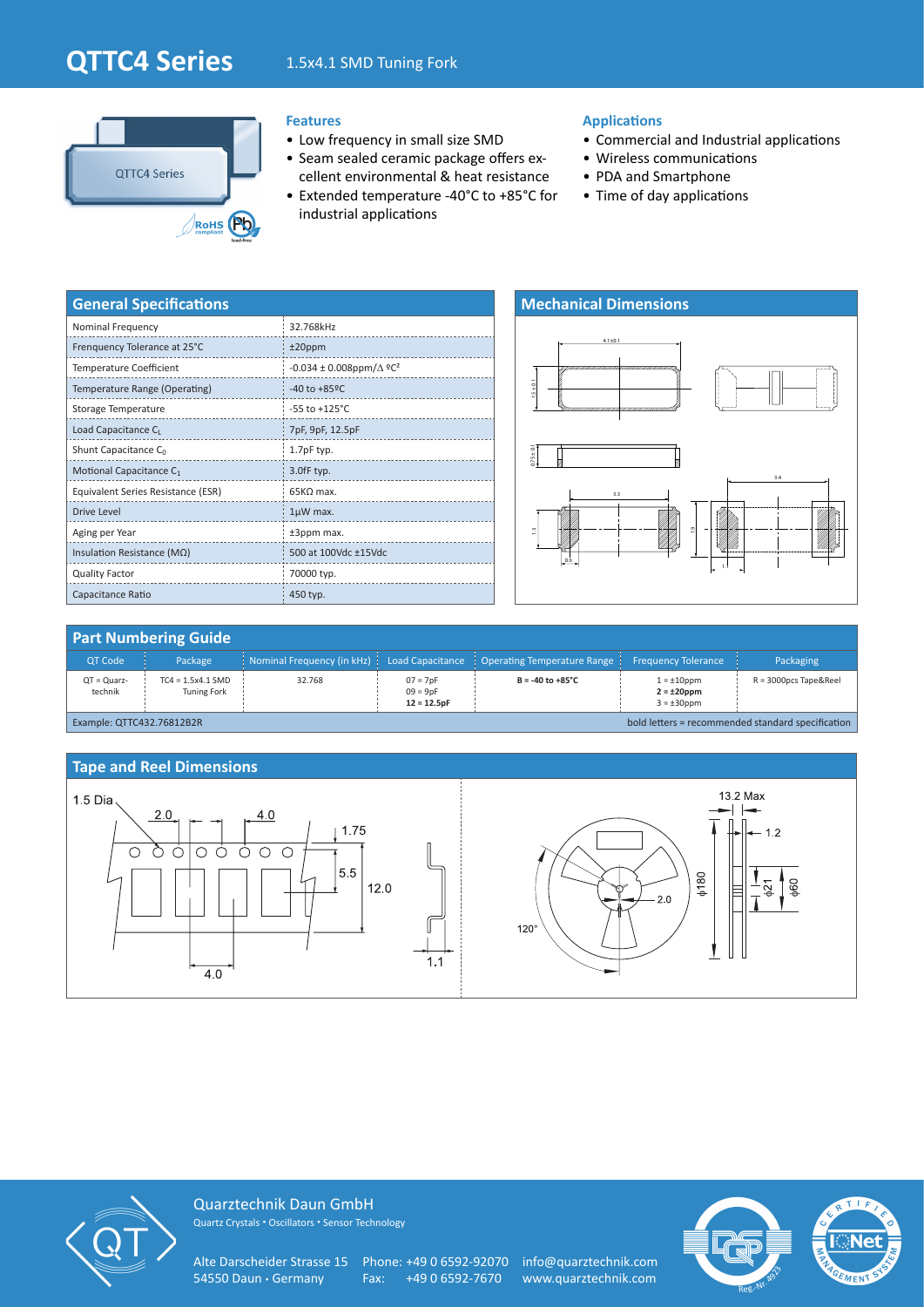# QTTC4 Series

1.5x4.1 SMD Tuning Fork

## Features

- Low frequency in small size SMD
- Seam sealed ceramic package offers excellent environmental & heat resistance
- Extended temperature -40°C to +85°C for industrial applications

## Applications

- Commercial and Industrial applications
- Wireless communications
- PDA and Smartphone
- Time of day applications

## General Specifications

| Parameter | Value |
|---|---|
| Nominal Frequency | 32.768kHz |
| Frenquency Tolerance at 25°C | ±20ppm |
| Temperature Coefficient | -0.034 ± 0.008ppm/Δ ºC² |
| Temperature Range (Operating) | -40 to +85ºC |
| Storage Temperature | -55 to +125°C |
| Load Capacitance $C_L$ | 7pF, 9pF, 12.5pF |
| Shunt Capacitance $C_0$ | 1.7pF typ. |
| Motional Capacitance $C_1$ | 3.0fF typ. |
| Equivalent Series Resistance (ESR) | 65KΩ max. |
| Drive Level | 1µW max. |
| Aging per Year | ±3ppm max. |
| Insulation Resistance (MΩ) | 500 at 100Vdc ±15Vdc |
| Quality Factor | 70000 typ. |
| Capacitance Ratio | 450 typ. |

## Mechanical Dimensions

## Part Numbering Guide

| QT Code | Package | Nominal Frequency (in kHz) | Load Capacitance | Operating Temperature Range | Frequency Tolerance | Packaging |
|---|---|---|---|---|---|---|
| QT = Quarz-technik | TC4 = 1.5x4.1 SMD Tuning Fork | 32.768 | 07 = 7pF<br>09 = 9pF<br>**12 = 12.5pF** | **B = -40 to +85°C** | 1 = ±10ppm<br>**2 = ±20ppm**<br>3 = ±30ppm | R = 3000pcs Tape&Reel |

Example: QTTC432.76812B2R

bold letters = recommended standard specification

## Tape and Reel Dimensions

Quarztechnik Daun GmbH

Quartz Crystals • Oscillators • Sensor Technology

Alte Darscheider Strasse 15
54550 Daun • Germany

Phone: +49 0 6592-92070
Fax: +49 0 6592-7670

info@quarztechnik.com
www.quarztechnik.com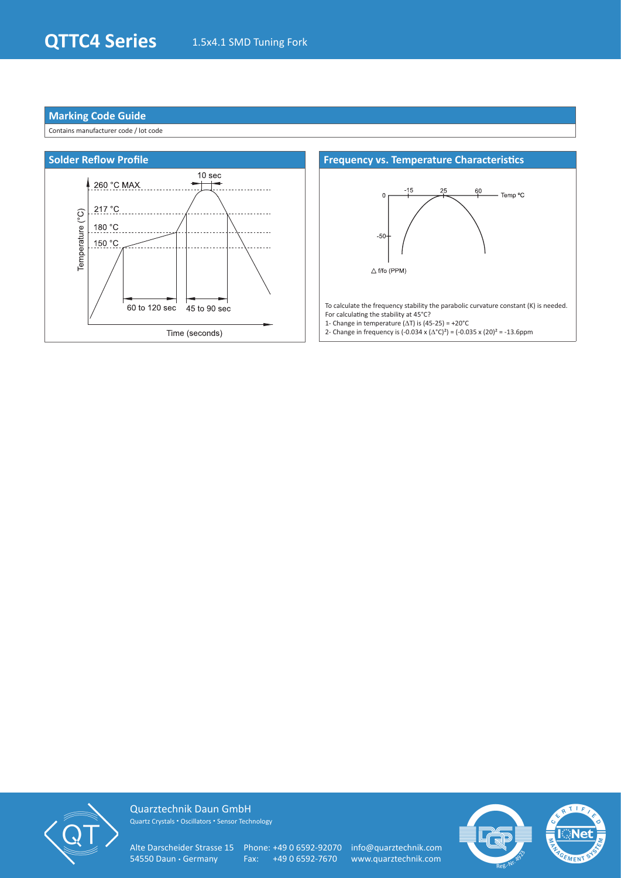## Marking Code Guide

Contains manufacturer code / lot code

## Solder Reflow Profile

260 °C MAX
10 sec
217 °C
180 °C
150 °C
Temperature (°C)
60 to 120 sec
45 to 90 sec
Time (seconds)

## Frequency vs. Temperature Characteristics

0
-15
25
60
Temp °C
-50
△ f/fo (PPM)

To calculate the frequency stability the parabolic curvature constant (K) is needed.
For calculating the stability at 45°C?
1- Change in temperature (ΔT) is (45-25) = +20°C
2- Change in frequency is (-0.034 x (Δ°C)²) = (-0.035 x (20)² = -13.6ppm

Quarztechnik Daun GmbH
Quartz Crystals • Oscillators • Sensor Technology

Alte Darscheider Strasse 15
54550 Daun • Germany

Phone: +49 0 6592-92070
Fax: +49 0 6592-7670

info@quarztechnik.com
www.quarztechnik.com